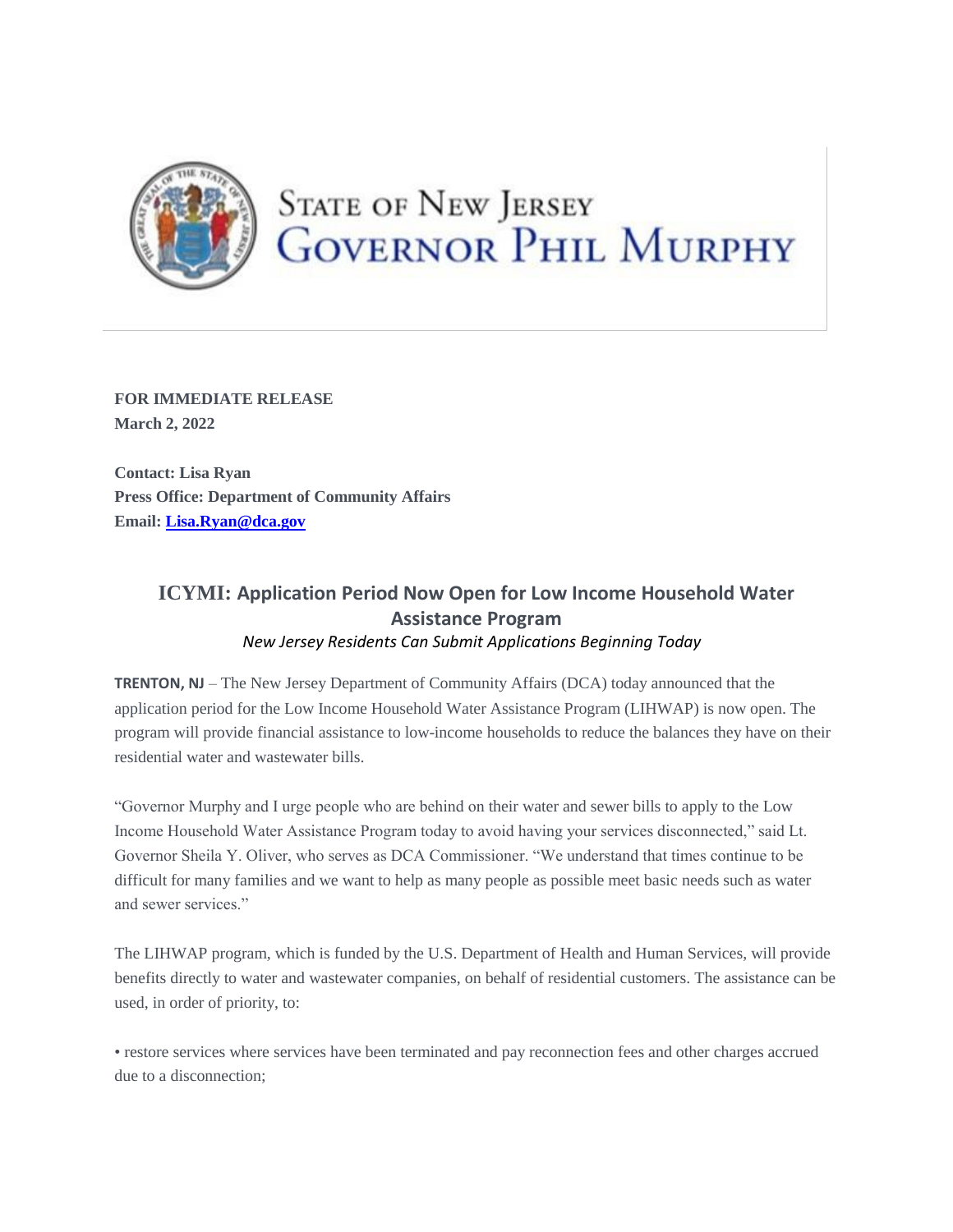State of New Jersey
Governor Phil Murphy

**FOR IMMEDIATE RELEASE**
**March 2, 2022**

**Contact: Lisa Ryan**
**Press Office: Department of Community Affairs**
**Email: Lisa.Ryan@dca.gov**

## ICYMI: Application Period Now Open for Low Income Household Water Assistance Program

*New Jersey Residents Can Submit Applications Beginning Today*

**TRENTON, NJ** – The New Jersey Department of Community Affairs (DCA) today announced that the application period for the Low Income Household Water Assistance Program (LIHWAP) is now open. The program will provide financial assistance to low-income households to reduce the balances they have on their residential water and wastewater bills.

"Governor Murphy and I urge people who are behind on their water and sewer bills to apply to the Low Income Household Water Assistance Program today to avoid having your services disconnected," said Lt. Governor Sheila Y. Oliver, who serves as DCA Commissioner. "We understand that times continue to be difficult for many families and we want to help as many people as possible meet basic needs such as water and sewer services."

The LIHWAP program, which is funded by the U.S. Department of Health and Human Services, will provide benefits directly to water and wastewater companies, on behalf of residential customers. The assistance can be used, in order of priority, to:

• restore services where services have been terminated and pay reconnection fees and other charges accrued due to a disconnection;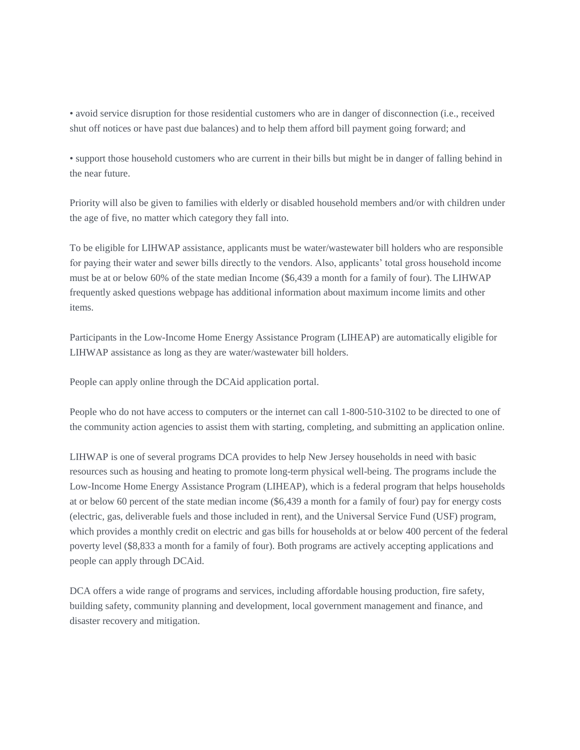- avoid service disruption for those residential customers who are in danger of disconnection (i.e., received shut off notices or have past due balances) and to help them afford bill payment going forward; and

- support those household customers who are current in their bills but might be in danger of falling behind in the near future.

Priority will also be given to families with elderly or disabled household members and/or with children under the age of five, no matter which category they fall into.

To be eligible for LIHWAP assistance, applicants must be water/wastewater bill holders who are responsible for paying their water and sewer bills directly to the vendors. Also, applicants' total gross household income must be at or below 60% of the state median Income ($6,439 a month for a family of four). The LIHWAP frequently asked questions webpage has additional information about maximum income limits and other items.

Participants in the Low-Income Home Energy Assistance Program (LIHEAP) are automatically eligible for LIHWAP assistance as long as they are water/wastewater bill holders.

People can apply online through the DCAid application portal.

People who do not have access to computers or the internet can call 1-800-510-3102 to be directed to one of the community action agencies to assist them with starting, completing, and submitting an application online.

LIHWAP is one of several programs DCA provides to help New Jersey households in need with basic resources such as housing and heating to promote long-term physical well-being. The programs include the Low-Income Home Energy Assistance Program (LIHEAP), which is a federal program that helps households at or below 60 percent of the state median income ($6,439 a month for a family of four) pay for energy costs (electric, gas, deliverable fuels and those included in rent), and the Universal Service Fund (USF) program, which provides a monthly credit on electric and gas bills for households at or below 400 percent of the federal poverty level ($8,833 a month for a family of four). Both programs are actively accepting applications and people can apply through DCAid.

DCA offers a wide range of programs and services, including affordable housing production, fire safety, building safety, community planning and development, local government management and finance, and disaster recovery and mitigation.